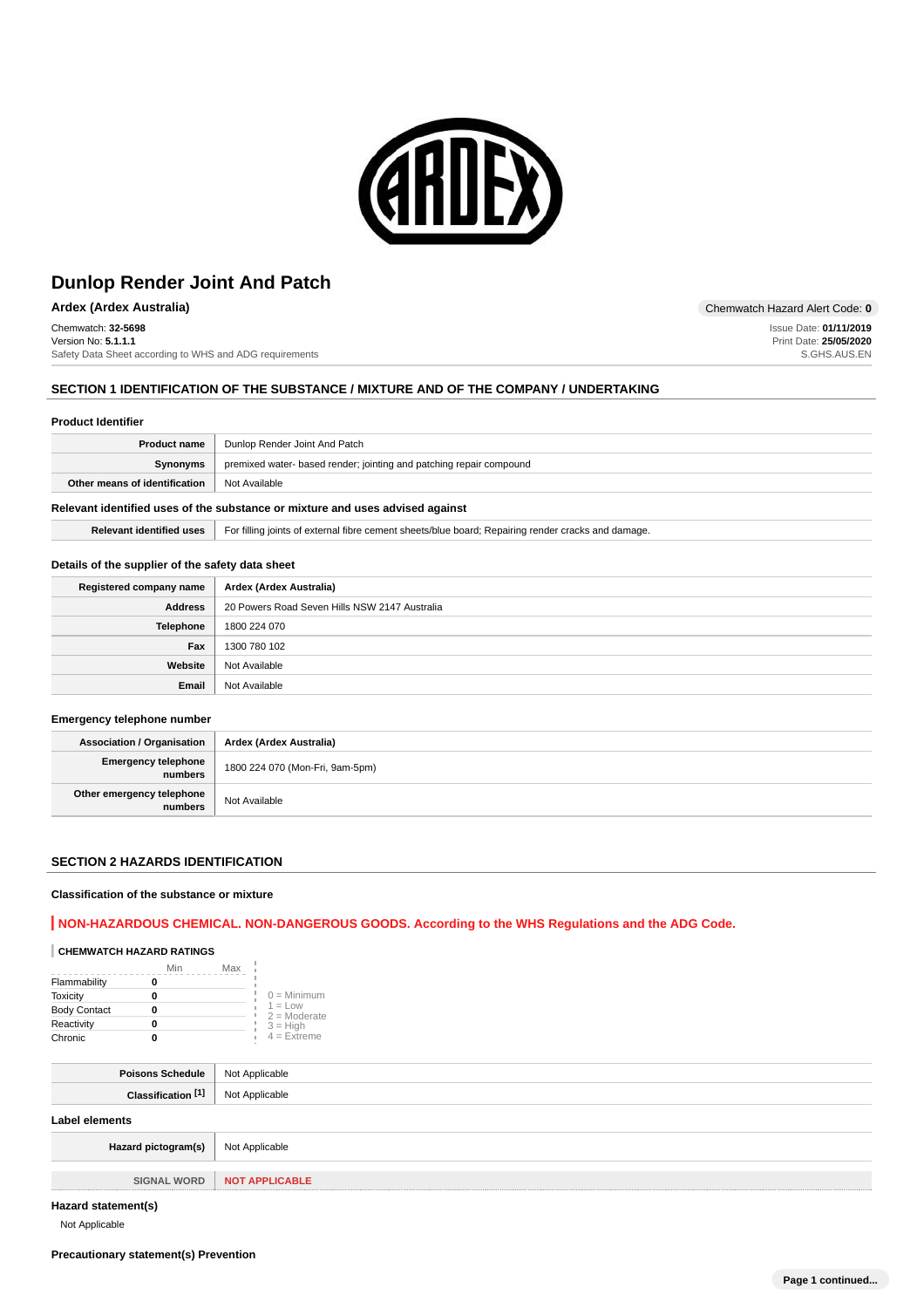# Dunlop Render Joint And Patch

**Ardex (Ardex Australia)**

Chemwatch Hazard Alert Code: **0**

Chemwatch: **32-5698**
Version No: **5.1.1.1**
Safety Data Sheet according to WHS and ADG requirements

Issue Date: **01/11/2019**
Print Date: **25/05/2020**
S.GHS.AUS.EN

## SECTION 1 IDENTIFICATION OF THE SUBSTANCE / MIXTURE AND OF THE COMPANY / UNDERTAKING

### Product Identifier

| | |
|---|---|
| **Product name** | Dunlop Render Joint And Patch |
| **Synonyms** | premixed water- based render; jointing and patching repair compound |
| **Other means of identification** | Not Available |

### Relevant identified uses of the substance or mixture and uses advised against

| | |
|---|---|
| **Relevant identified uses** | For filling joints of external fibre cement sheets/blue board; Repairing render cracks and damage. |

### Details of the supplier of the safety data sheet

| | |
|---|---|
| **Registered company name** | **Ardex (Ardex Australia)** |
| **Address** | 20 Powers Road Seven Hills NSW 2147 Australia |
| **Telephone** | 1800 224 070 |
| **Fax** | 1300 780 102 |
| **Website** | Not Available |
| **Email** | Not Available |

### Emergency telephone number

| | |
|---|---|
| **Association / Organisation** | **Ardex (Ardex Australia)** |
| **Emergency telephone numbers** | 1800 224 070 (Mon-Fri, 9am-5pm) |
| **Other emergency telephone numbers** | Not Available |

## SECTION 2 HAZARDS IDENTIFICATION

### Classification of the substance or mixture

**NON-HAZARDOUS CHEMICAL. NON-DANGEROUS GOODS. According to the WHS Regulations and the ADG Code.**

**CHEMWATCH HAZARD RATINGS**

| | Min | Max |
|---|---|---|
| Flammability | 0 | |
| Toxicity | 0 | |
| Body Contact | 0 | |
| Reactivity | 0 | |
| Chronic | 0 | |

0 = Minimum
1 = Low
2 = Moderate
3 = High
4 = Extreme

| | |
|---|---|
| **Poisons Schedule** | Not Applicable |
| **Classification [1]** | Not Applicable |

### Label elements

| | |
|---|---|
| **Hazard pictogram(s)** | Not Applicable |
| **SIGNAL WORD** | **NOT APPLICABLE** |

### Hazard statement(s)

Not Applicable

### Precautionary statement(s) Prevention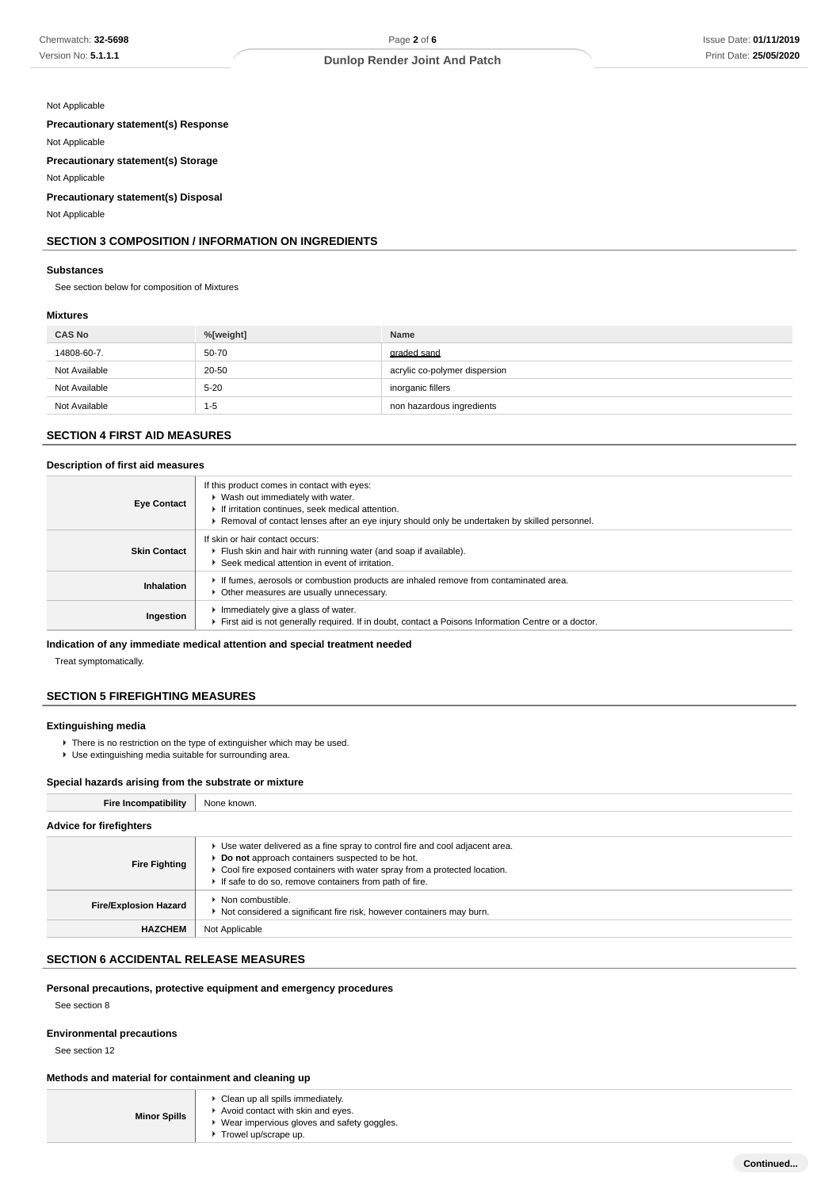Not Applicable

**Precautionary statement(s) Response**

Not Applicable

**Precautionary statement(s) Storage**

Not Applicable

**Precautionary statement(s) Disposal**

Not Applicable

## SECTION 3 COMPOSITION / INFORMATION ON INGREDIENTS

### Substances

See section below for composition of Mixtures

### Mixtures

| CAS No | %[weight] | Name |
|---|---|---|
| 14808-60-7. | 50-70 | graded sand |
| Not Available | 20-50 | acrylic co-polymer dispersion |
| Not Available | 5-20 | inorganic fillers |
| Not Available | 1-5 | non hazardous ingredients |

## SECTION 4 FIRST AID MEASURES

### Description of first aid measures

| | |
|---|---|
| **Eye Contact** | If this product comes in contact with eyes:<br>▸ Wash out immediately with water.<br>▸ If irritation continues, seek medical attention.<br>▸ Removal of contact lenses after an eye injury should only be undertaken by skilled personnel. |
| **Skin Contact** | If skin or hair contact occurs:<br>▸ Flush skin and hair with running water (and soap if available).<br>▸ Seek medical attention in event of irritation. |
| **Inhalation** | ▸ If fumes, aerosols or combustion products are inhaled remove from contaminated area.<br>▸ Other measures are usually unnecessary. |
| **Ingestion** | ▸ Immediately give a glass of water.<br>▸ First aid is not generally required. If in doubt, contact a Poisons Information Centre or a doctor. |

### Indication of any immediate medical attention and special treatment needed

Treat symptomatically.

## SECTION 5 FIREFIGHTING MEASURES

### Extinguishing media

- There is no restriction on the type of extinguisher which may be used.
- Use extinguishing media suitable for surrounding area.

### Special hazards arising from the substrate or mixture

| | |
|---|---|
| **Fire Incompatibility** | None known. |

### Advice for firefighters

| | |
|---|---|
| **Fire Fighting** | ▸ Use water delivered as a fine spray to control fire and cool adjacent area.<br>▸ **Do not** approach containers suspected to be hot.<br>▸ Cool fire exposed containers with water spray from a protected location.<br>▸ If safe to do so, remove containers from path of fire. |
| **Fire/Explosion Hazard** | ▸ Non combustible.<br>▸ Not considered a significant fire risk, however containers may burn. |
| **HAZCHEM** | Not Applicable |

## SECTION 6 ACCIDENTAL RELEASE MEASURES

### Personal precautions, protective equipment and emergency procedures

See section 8

### Environmental precautions

See section 12

### Methods and material for containment and cleaning up

| | |
|---|---|
| **Minor Spills** | ▸ Clean up all spills immediately.<br>▸ Avoid contact with skin and eyes.<br>▸ Wear impervious gloves and safety goggles.<br>▸ Trowel up/scrape up. |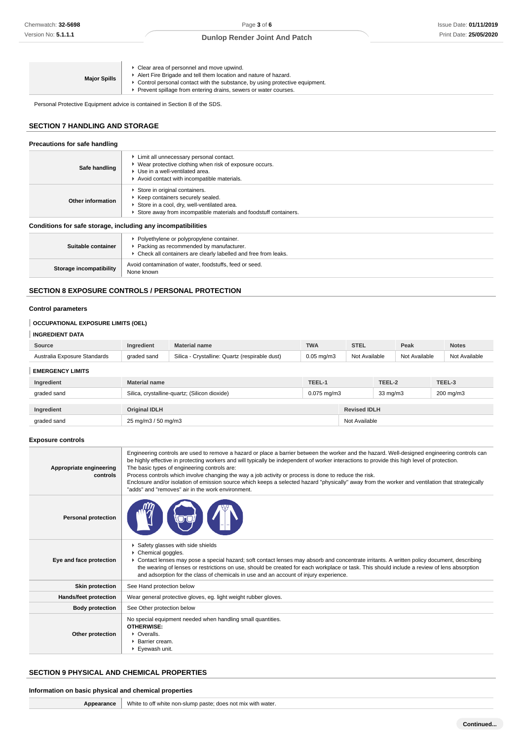| | |
|---|---|
| **Major Spills** | ▸ Clear area of personnel and move upwind.<br>▸ Alert Fire Brigade and tell them location and nature of hazard.<br>▸ Control personal contact with the substance, by using protective equipment.<br>▸ Prevent spillage from entering drains, sewers or water courses. |

Personal Protective Equipment advice is contained in Section 8 of the SDS.

## SECTION 7 HANDLING AND STORAGE

### Precautions for safe handling

| | |
|---|---|
| **Safe handling** | ▸ Limit all unnecessary personal contact.<br>▸ Wear protective clothing when risk of exposure occurs.<br>▸ Use in a well-ventilated area.<br>▸ Avoid contact with incompatible materials. |
| **Other information** | ▸ Store in original containers.<br>▸ Keep containers securely sealed.<br>▸ Store in a cool, dry, well-ventilated area.<br>▸ Store away from incompatible materials and foodstuff containers. |

### Conditions for safe storage, including any incompatibilities

| | |
|---|---|
| **Suitable container** | ▸ Polyethylene or polypropylene container.<br>▸ Packing as recommended by manufacturer.<br>▸ Check all containers are clearly labelled and free from leaks. |
| **Storage incompatibility** | Avoid contamination of water, foodstuffs, feed or seed.<br>None known |

## SECTION 8 EXPOSURE CONTROLS / PERSONAL PROTECTION

### Control parameters

#### OCCUPATIONAL EXPOSURE LIMITS (OEL)

#### INGREDIENT DATA

| Source | Ingredient | Material name | TWA | STEL | Peak | Notes |
|---|---|---|---|---|---|---|
| Australia Exposure Standards | graded sand | Silica - Crystalline: Quartz (respirable dust) | 0.05 mg/m3 | Not Available | Not Available | Not Available |

#### EMERGENCY LIMITS

| Ingredient | Material name | TEEL-1 | TEEL-2 | TEEL-3 |
|---|---|---|---|---|
| graded sand | Silica, crystalline-quartz; (Silicon dioxide) | 0.075 mg/m3 | 33 mg/m3 | 200 mg/m3 |

| Ingredient | Original IDLH | Revised IDLH |
|---|---|---|
| graded sand | 25 mg/m3 / 50 mg/m3 | Not Available |

### Exposure controls

| | |
|---|---|
| **Appropriate engineering controls** | Engineering controls are used to remove a hazard or place a barrier between the worker and the hazard. Well-designed engineering controls can be highly effective in protecting workers and will typically be independent of worker interactions to provide this high level of protection.<br>The basic types of engineering controls are:<br>Process controls which involve changing the way a job activity or process is done to reduce the risk.<br>Enclosure and/or isolation of emission source which keeps a selected hazard "physically" away from the worker and ventilation that strategically "adds" and "removes" air in the work environment. |
| **Personal protection** | |
| **Eye and face protection** | ▸ Safety glasses with side shields<br>▸ Chemical goggles.<br>▸ Contact lenses may pose a special hazard; soft contact lenses may absorb and concentrate irritants. A written policy document, describing the wearing of lenses or restrictions on use, should be created for each workplace or task. This should include a review of lens absorption and adsorption for the class of chemicals in use and an account of injury experience. |
| **Skin protection** | See Hand protection below |
| **Hands/feet protection** | Wear general protective gloves, eg. light weight rubber gloves. |
| **Body protection** | See Other protection below |
| **Other protection** | No special equipment needed when handling small quantities.<br>**OTHERWISE:**<br>▸ Overalls.<br>▸ Barrier cream.<br>▸ Eyewash unit. |

## SECTION 9 PHYSICAL AND CHEMICAL PROPERTIES

### Information on basic physical and chemical properties

| | |
|---|---|
| **Appearance** | White to off white non-slump paste; does not mix with water. |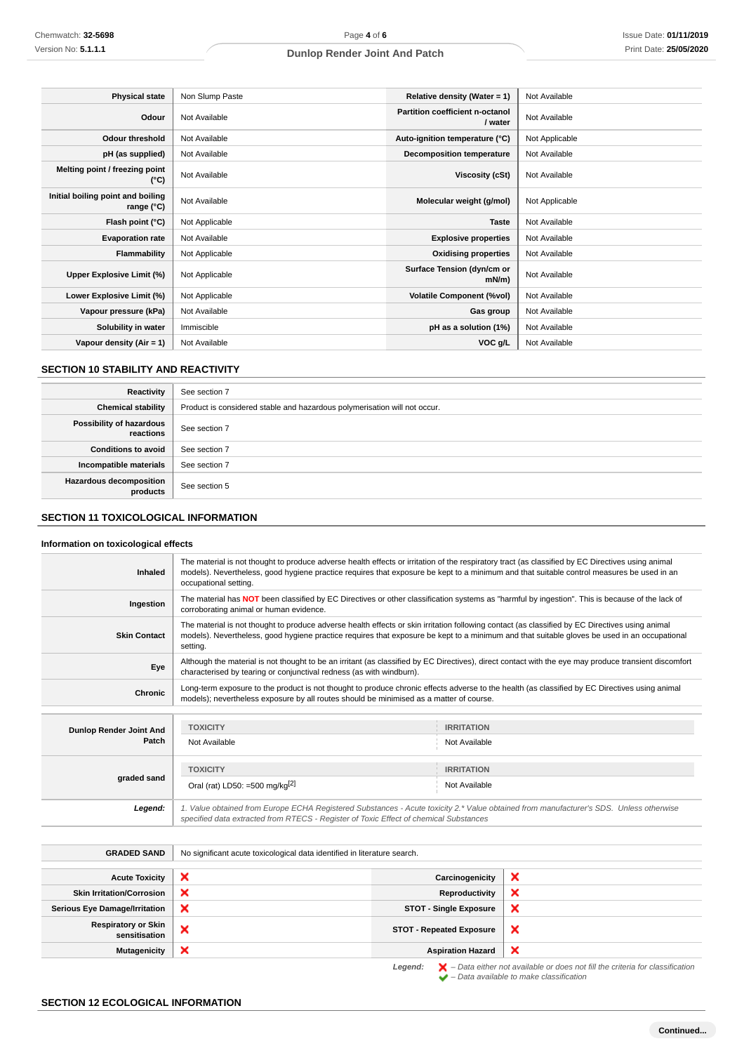| Physical state | Non Slump Paste | Relative density (Water = 1) | Not Available |
|---|---|---|---|
| Odour | Not Available | Partition coefficient n-octanol / water | Not Available |
| Odour threshold | Not Available | Auto-ignition temperature (°C) | Not Applicable |
| pH (as supplied) | Not Available | Decomposition temperature | Not Available |
| Melting point / freezing point (°C) | Not Available | Viscosity (cSt) | Not Available |
| Initial boiling point and boiling range (°C) | Not Available | Molecular weight (g/mol) | Not Applicable |
| Flash point (°C) | Not Applicable | Taste | Not Available |
| Evaporation rate | Not Available | Explosive properties | Not Available |
| Flammability | Not Applicable | Oxidising properties | Not Available |
| Upper Explosive Limit (%) | Not Applicable | Surface Tension (dyn/cm or mN/m) | Not Available |
| Lower Explosive Limit (%) | Not Applicable | Volatile Component (%vol) | Not Available |
| Vapour pressure (kPa) | Not Available | Gas group | Not Available |
| Solubility in water | Immiscible | pH as a solution (1%) | Not Available |
| Vapour density (Air = 1) | Not Available | VOC g/L | Not Available |

## SECTION 10 STABILITY AND REACTIVITY

| | |
|---|---|
| Reactivity | See section 7 |
| Chemical stability | Product is considered stable and hazardous polymerisation will not occur. |
| Possibility of hazardous reactions | See section 7 |
| Conditions to avoid | See section 7 |
| Incompatible materials | See section 7 |
| Hazardous decomposition products | See section 5 |

## SECTION 11 TOXICOLOGICAL INFORMATION

### Information on toxicological effects

| | |
|---|---|
| Inhaled | The material is not thought to produce adverse health effects or irritation of the respiratory tract (as classified by EC Directives using animal models). Nevertheless, good hygiene practice requires that exposure be kept to a minimum and that suitable control measures be used in an occupational setting. |
| Ingestion | The material has **NOT** been classified by EC Directives or other classification systems as "harmful by ingestion". This is because of the lack of corroborating animal or human evidence. |
| Skin Contact | The material is not thought to produce adverse health effects or skin irritation following contact (as classified by EC Directives using animal models). Nevertheless, good hygiene practice requires that exposure be kept to a minimum and that suitable gloves be used in an occupational setting. |
| Eye | Although the material is not thought to be an irritant (as classified by EC Directives), direct contact with the eye may produce transient discomfort characterised by tearing or conjunctival redness (as with windburn). |
| Chronic | Long-term exposure to the product is not thought to produce chronic effects adverse to the health (as classified by EC Directives using animal models); nevertheless exposure by all routes should be minimised as a matter of course. |

| | TOXICITY | IRRITATION |
|---|---|---|
| Dunlop Render Joint And Patch | Not Available | Not Available |
| graded sand | Oral (rat) LD50: =500 mg/kg[2] | Not Available |
| *Legend:* | *1. Value obtained from Europe ECHA Registered Substances - Acute toxicity 2.\* Value obtained from manufacturer's SDS. Unless otherwise specified data extracted from RTECS - Register of Toxic Effect of chemical Substances* | |

| | |
|---|---|
| GRADED SAND | No significant acute toxicological data identified in literature search. |

| | | | |
|---|---|---|---|
| Acute Toxicity | ❌ | Carcinogenicity | ❌ |
| Skin Irritation/Corrosion | ❌ | Reproductivity | ❌ |
| Serious Eye Damage/Irritation | ❌ | STOT - Single Exposure | ❌ |
| Respiratory or Skin sensitisation | ❌ | STOT - Repeated Exposure | ❌ |
| Mutagenicity | ❌ | Aspiration Hazard | ❌ |

*Legend:* ❌ *– Data either not available or does not fill the criteria for classification*
✔ *– Data available to make classification*

## SECTION 12 ECOLOGICAL INFORMATION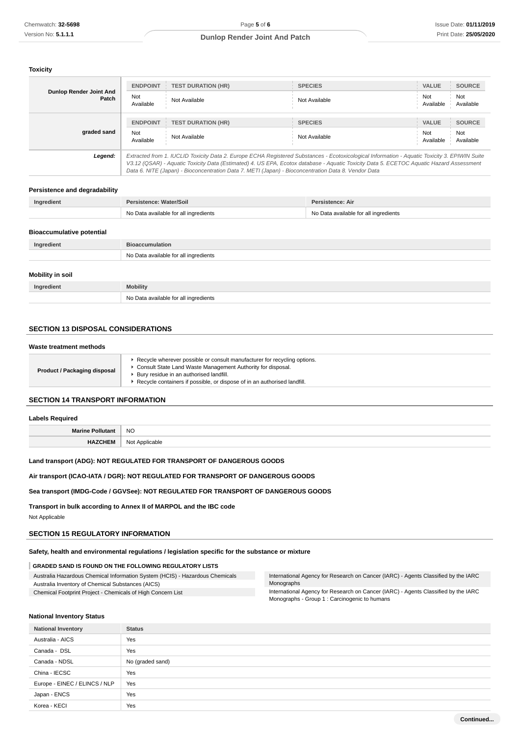### Toxicity

| | ENDPOINT | TEST DURATION (HR) | SPECIES | VALUE | SOURCE |
|---|---|---|---|---|---|
| **Dunlop Render Joint And Patch** | Not Available | Not Available | Not Available | Not Available | Not Available |
| **graded sand** | Not Available | Not Available | Not Available | Not Available | Not Available |
| ***Legend:*** | *Extracted from 1. IUCLID Toxicity Data 2. Europe ECHA Registered Substances - Ecotoxicological Information - Aquatic Toxicity 3. EPIWIN Suite V3.12 (QSAR) - Aquatic Toxicity Data (Estimated) 4. US EPA, Ecotox database - Aquatic Toxicity Data 5. ECETOC Aquatic Hazard Assessment Data 6. NITE (Japan) - Bioconcentration Data 7. METI (Japan) - Bioconcentration Data 8. Vendor Data* | | | | |

### Persistence and degradability

| Ingredient | Persistence: Water/Soil | Persistence: Air |
|---|---|---|
| | No Data available for all ingredients | No Data available for all ingredients |

### Bioaccumulative potential

| Ingredient | Bioaccumulation |
|---|---|
| | No Data available for all ingredients |

### Mobility in soil

| Ingredient | Mobility |
|---|---|
| | No Data available for all ingredients |

## SECTION 13 DISPOSAL CONSIDERATIONS

### Waste treatment methods

| | |
|---|---|
| **Product / Packaging disposal** | ▸ Recycle wherever possible or consult manufacturer for recycling options.<br>▸ Consult State Land Waste Management Authority for disposal.<br>▸ Bury residue in an authorised landfill.<br>▸ Recycle containers if possible, or dispose of in an authorised landfill. |

## SECTION 14 TRANSPORT INFORMATION

### Labels Required

| | |
|---|---|
| **Marine Pollutant** | NO |
| **HAZCHEM** | Not Applicable |

**Land transport (ADG): NOT REGULATED FOR TRANSPORT OF DANGEROUS GOODS**

**Air transport (ICAO-IATA / DGR): NOT REGULATED FOR TRANSPORT OF DANGEROUS GOODS**

**Sea transport (IMDG-Code / GGVSee): NOT REGULATED FOR TRANSPORT OF DANGEROUS GOODS**

**Transport in bulk according to Annex II of MARPOL and the IBC code**

Not Applicable

## SECTION 15 REGULATORY INFORMATION

**Safety, health and environmental regulations / legislation specific for the substance or mixture**

**GRADED SAND IS FOUND ON THE FOLLOWING REGULATORY LISTS**

- Australia Hazardous Chemical Information System (HCIS) - Hazardous Chemicals
- Australia Inventory of Chemical Substances (AICS)
- Chemical Footprint Project - Chemicals of High Concern List
- International Agency for Research on Cancer (IARC) - Agents Classified by the IARC Monographs
- International Agency for Research on Cancer (IARC) - Agents Classified by the IARC Monographs - Group 1 : Carcinogenic to humans

### National Inventory Status

| National Inventory | Status |
|---|---|
| Australia - AICS | Yes |
| Canada - DSL | Yes |
| Canada - NDSL | No (graded sand) |
| China - IECSC | Yes |
| Europe - EINEC / ELINCS / NLP | Yes |
| Japan - ENCS | Yes |
| Korea - KECI | Yes |

**Continued...**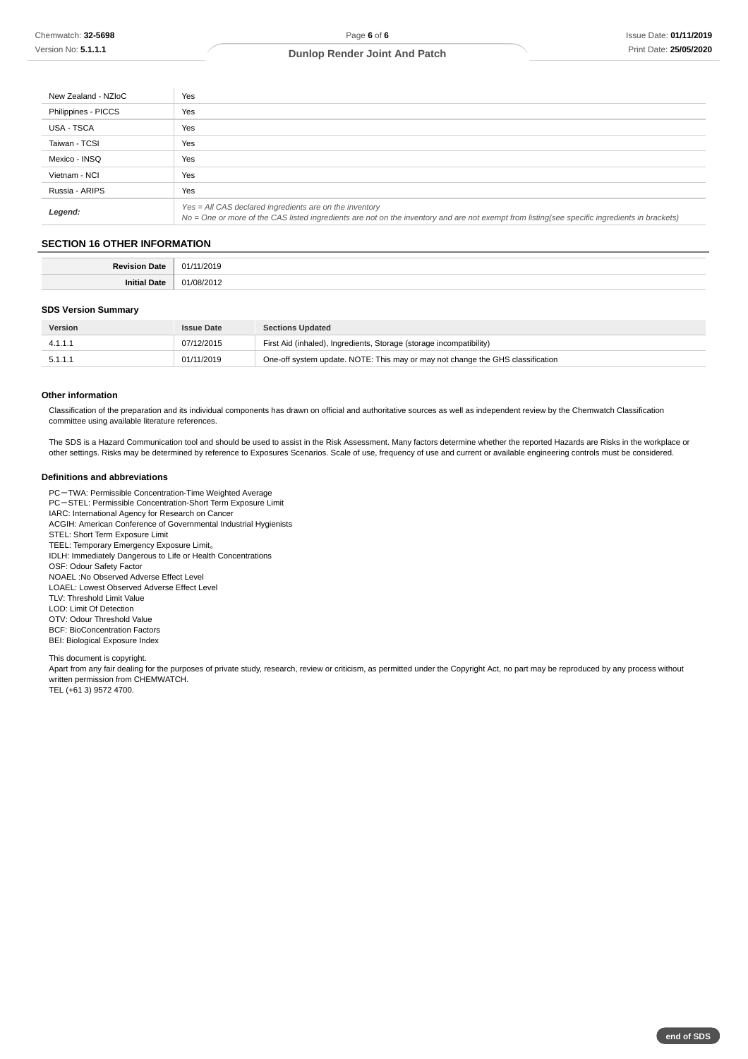| | |
|---|---|
| New Zealand - NZIoC | Yes |
| Philippines - PICCS | Yes |
| USA - TSCA | Yes |
| Taiwan - TCSI | Yes |
| Mexico - INSQ | Yes |
| Vietnam - NCI | Yes |
| Russia - ARIPS | Yes |
| ***Legend:*** | *Yes = All CAS declared ingredients are on the inventory*<br>*No = One or more of the CAS listed ingredients are not on the inventory and are not exempt from listing(see specific ingredients in brackets)* |

## SECTION 16 OTHER INFORMATION

| | |
|---|---|
| **Revision Date** | 01/11/2019 |
| **Initial Date** | 01/08/2012 |

### SDS Version Summary

| Version | Issue Date | Sections Updated |
|---|---|---|
| 4.1.1.1 | 07/12/2015 | First Aid (inhaled), Ingredients, Storage (storage incompatibility) |
| 5.1.1.1 | 01/11/2019 | One-off system update. NOTE: This may or may not change the GHS classification |

### Other information

Classification of the preparation and its individual components has drawn on official and authoritative sources as well as independent review by the Chemwatch Classification committee using available literature references.

The SDS is a Hazard Communication tool and should be used to assist in the Risk Assessment. Many factors determine whether the reported Hazards are Risks in the workplace or other settings. Risks may be determined by reference to Exposures Scenarios. Scale of use, frequency of use and current or available engineering controls must be considered.

### Definitions and abbreviations

PC－TWA: Permissible Concentration-Time Weighted Average
PC－STEL: Permissible Concentration-Short Term Exposure Limit
IARC: International Agency for Research on Cancer
ACGIH: American Conference of Governmental Industrial Hygienists
STEL: Short Term Exposure Limit
TEEL: Temporary Emergency Exposure Limit。
IDLH: Immediately Dangerous to Life or Health Concentrations
OSF: Odour Safety Factor
NOAEL :No Observed Adverse Effect Level
LOAEL: Lowest Observed Adverse Effect Level
TLV: Threshold Limit Value
LOD: Limit Of Detection
OTV: Odour Threshold Value
BCF: BioConcentration Factors
BEI: Biological Exposure Index

This document is copyright.
Apart from any fair dealing for the purposes of private study, research, review or criticism, as permitted under the Copyright Act, no part may be reproduced by any process without written permission from CHEMWATCH.
TEL (+61 3) 9572 4700.

**end of SDS**